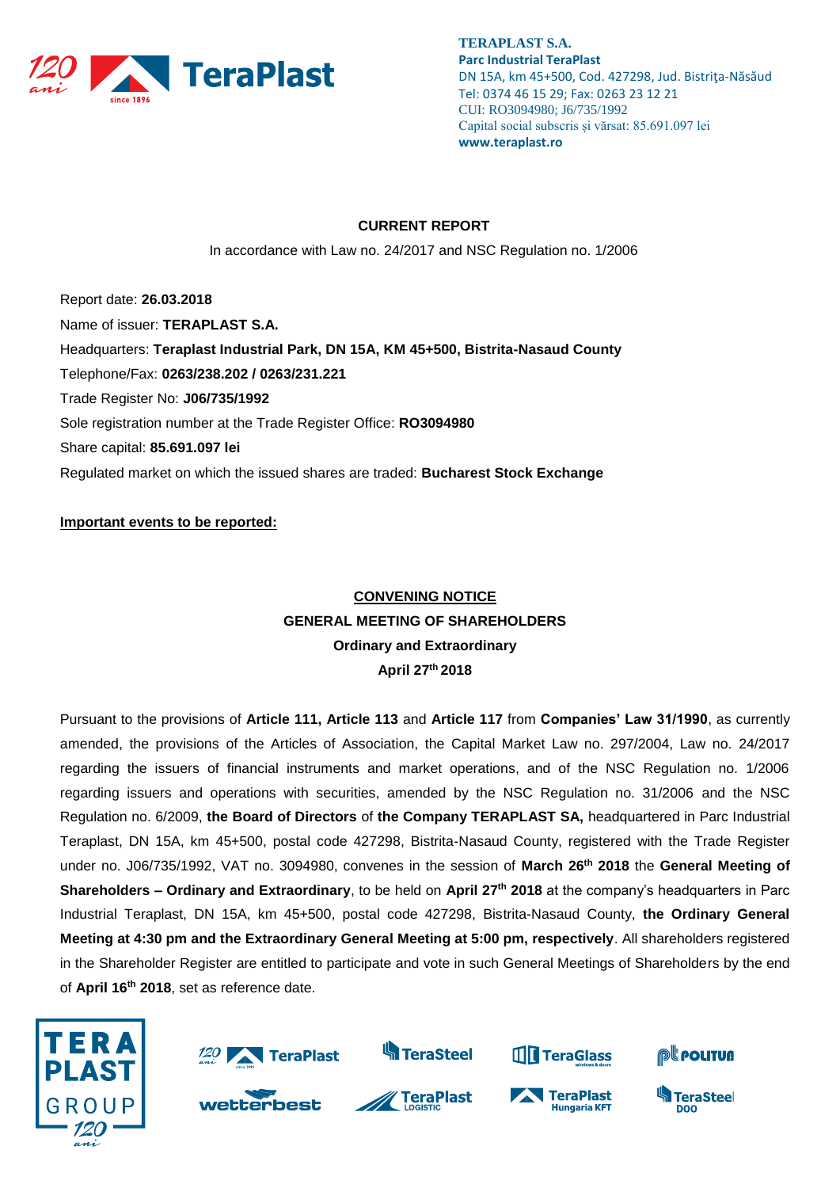**TERAPLAST S.A.**
**Parc Industrial TeraPlast**
DN 15A, km 45+500, Cod. 427298, Jud. Bistriţa-Năsăud
Tel: 0374 46 15 29; Fax: 0263 23 12 21
CUI: RO3094980; J6/735/1992
Capital social subscris şi vărsat: 85.691.097 lei
**www.teraplast.ro**

**CURRENT REPORT**

In accordance with Law no. 24/2017 and NSC Regulation no. 1/2006

Report date: **26.03.2018**

Name of issuer: **TERAPLAST S.A.**

Headquarters: **Teraplast Industrial Park, DN 15A, KM 45+500, Bistrita-Nasaud County**

Telephone/Fax: **0263/238.202 / 0263/231.221**

Trade Register No: **J06/735/1992**

Sole registration number at the Trade Register Office: **RO3094980**

Share capital: **85.691.097 lei**

Regulated market on which the issued shares are traded: **Bucharest Stock Exchange**

**Important events to be reported:**

**CONVENING NOTICE**
**GENERAL MEETING OF SHAREHOLDERS**
**Ordinary and Extraordinary**
**April 27th 2018**

Pursuant to the provisions of **Article 111, Article 113** and **Article 117** from **Companies' Law 31/1990**, as currently amended, the provisions of the Articles of Association, the Capital Market Law no. 297/2004, Law no. 24/2017 regarding the issuers of financial instruments and market operations, and of the NSC Regulation no. 1/2006 regarding issuers and operations with securities, amended by the NSC Regulation no. 31/2006 and the NSC Regulation no. 6/2009, **the Board of Directors** of **the Company TERAPLAST SA,** headquartered in Parc Industrial Teraplast, DN 15A, km 45+500, postal code 427298, Bistrita-Nasaud County, registered with the Trade Register under no. J06/735/1992, VAT no. 3094980, convenes in the session of **March 26th 2018** the **General Meeting of Shareholders – Ordinary and Extraordinary**, to be held on **April 27th 2018** at the company's headquarters in Parc Industrial Teraplast, DN 15A, km 45+500, postal code 427298, Bistrita-Nasaud County, **the Ordinary General Meeting at 4:30 pm and the Extraordinary General Meeting at 5:00 pm, respectively**. All shareholders registered in the Shareholder Register are entitled to participate and vote in such General Meetings of Shareholders by the end of **April 16th 2018**, set as reference date.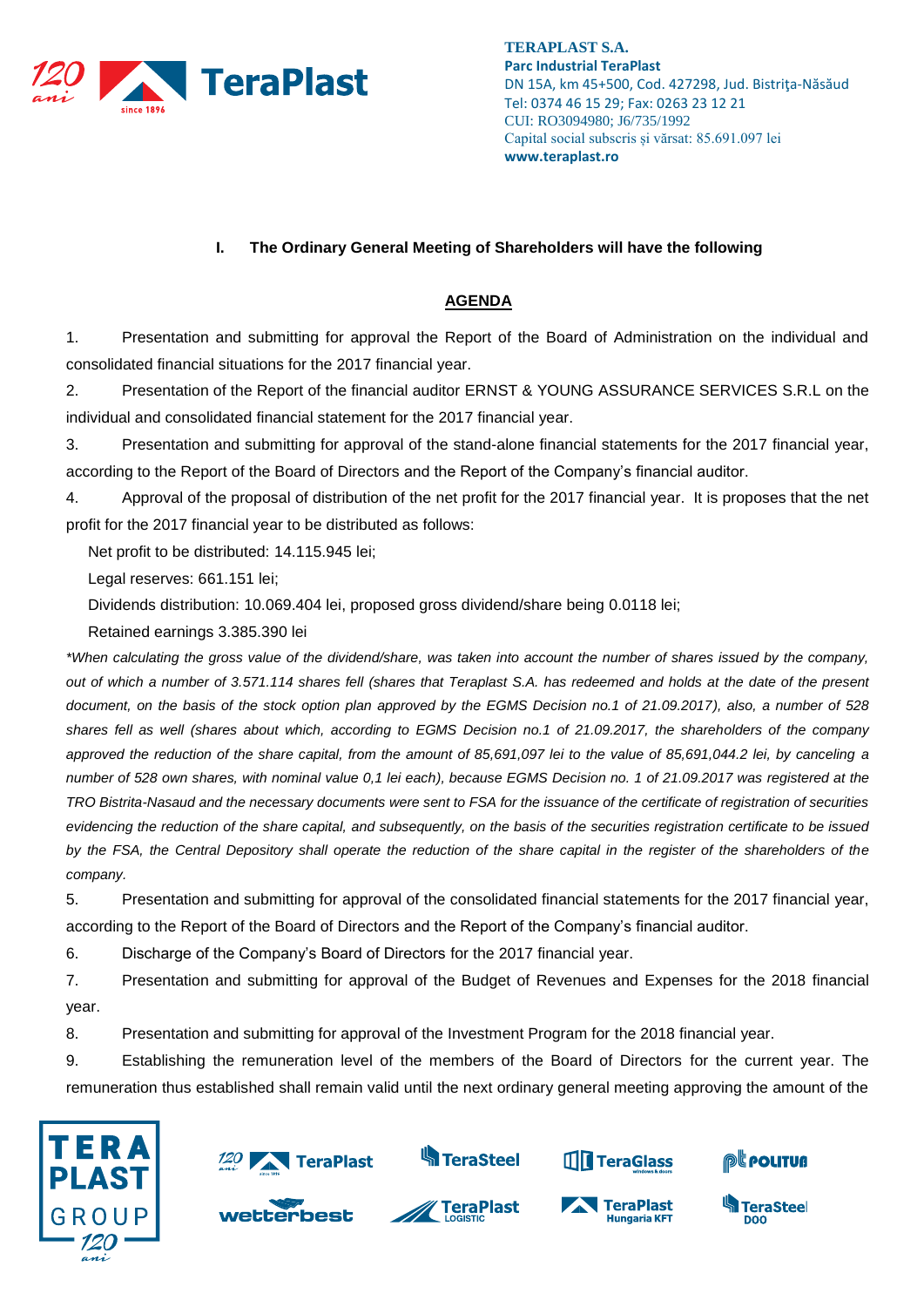## I. The Ordinary General Meeting of Shareholders will have the following

**AGENDA**

1. Presentation and submitting for approval the Report of the Board of Administration on the individual and consolidated financial situations for the 2017 financial year.

2. Presentation of the Report of the financial auditor ERNST & YOUNG ASSURANCE SERVICES S.R.L on the individual and consolidated financial statement for the 2017 financial year.

3. Presentation and submitting for approval of the stand-alone financial statements for the 2017 financial year, according to the Report of the Board of Directors and the Report of the Company's financial auditor.

4. Approval of the proposal of distribution of the net profit for the 2017 financial year. It is proposes that the net profit for the 2017 financial year to be distributed as follows:

   Net profit to be distributed: 14.115.945 lei;

   Legal reserves: 661.151 lei;

   Dividends distribution: 10.069.404 lei, proposed gross dividend/share being 0.0118 lei;

   Retained earnings 3.385.390 lei

*\*When calculating the gross value of the dividend/share, was taken into account the number of shares issued by the company, out of which a number of 3.571.114 shares fell (shares that Teraplast S.A. has redeemed and holds at the date of the present document, on the basis of the stock option plan approved by the EGMS Decision no.1 of 21.09.2017), also, a number of 528 shares fell as well (shares about which, according to EGMS Decision no.1 of 21.09.2017, the shareholders of the company approved the reduction of the share capital, from the amount of 85,691,097 lei to the value of 85,691,044.2 lei, by canceling a number of 528 own shares, with nominal value 0,1 lei each), because EGMS Decision no. 1 of 21.09.2017 was registered at the TRO Bistrita-Nasaud and the necessary documents were sent to FSA for the issuance of the certificate of registration of securities evidencing the reduction of the share capital, and subsequently, on the basis of the securities registration certificate to be issued by the FSA, the Central Depository shall operate the reduction of the share capital in the register of the shareholders of the company.*

5. Presentation and submitting for approval of the consolidated financial statements for the 2017 financial year, according to the Report of the Board of Directors and the Report of the Company's financial auditor.

6. Discharge of the Company's Board of Directors for the 2017 financial year.

7. Presentation and submitting for approval of the Budget of Revenues and Expenses for the 2018 financial year.

8. Presentation and submitting for approval of the Investment Program for the 2018 financial year.

9. Establishing the remuneration level of the members of the Board of Directors for the current year. The remuneration thus established shall remain valid until the next ordinary general meeting approving the amount of the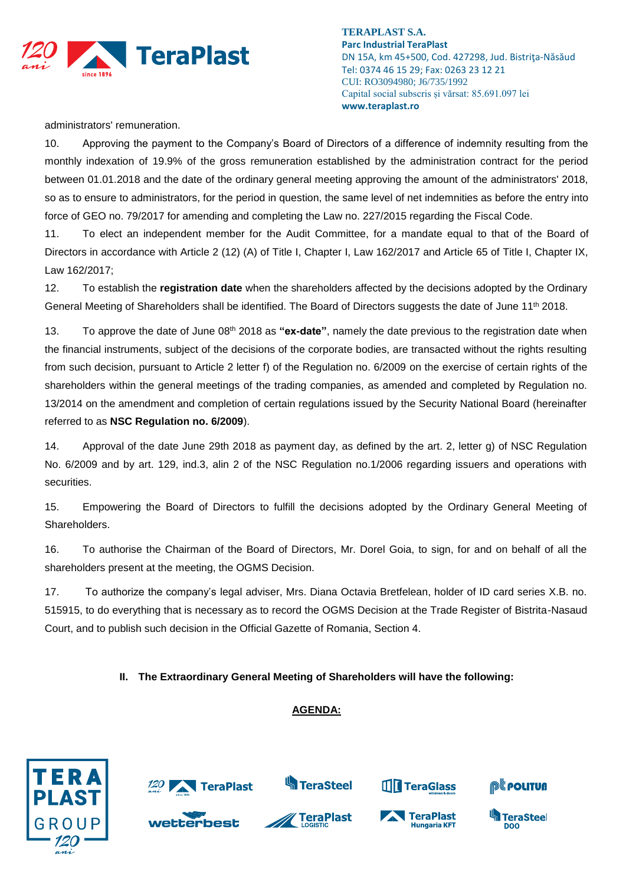administrators' remuneration.

10. Approving the payment to the Company's Board of Directors of a difference of indemnity resulting from the monthly indexation of 19.9% of the gross remuneration established by the administration contract for the period between 01.01.2018 and the date of the ordinary general meeting approving the amount of the administrators' 2018, so as to ensure to administrators, for the period in question, the same level of net indemnities as before the entry into force of GEO no. 79/2017 for amending and completing the Law no. 227/2015 regarding the Fiscal Code.

11. To elect an independent member for the Audit Committee, for a mandate equal to that of the Board of Directors in accordance with Article 2 (12) (A) of Title I, Chapter I, Law 162/2017 and Article 65 of Title I, Chapter IX, Law 162/2017;

12. To establish the **registration date** when the shareholders affected by the decisions adopted by the Ordinary General Meeting of Shareholders shall be identified. The Board of Directors suggests the date of June 11th 2018.

13. To approve the date of June 08th 2018 as **"ex-date"**, namely the date previous to the registration date when the financial instruments, subject of the decisions of the corporate bodies, are transacted without the rights resulting from such decision, pursuant to Article 2 letter f) of the Regulation no. 6/2009 on the exercise of certain rights of the shareholders within the general meetings of the trading companies, as amended and completed by Regulation no. 13/2014 on the amendment and completion of certain regulations issued by the Security National Board (hereinafter referred to as **NSC Regulation no. 6/2009**).

14. Approval of the date June 29th 2018 as payment day, as defined by the art. 2, letter g) of NSC Regulation No. 6/2009 and by art. 129, ind.3, alin 2 of the NSC Regulation no.1/2006 regarding issuers and operations with securities.

15. Empowering the Board of Directors to fulfill the decisions adopted by the Ordinary General Meeting of Shareholders.

16. To authorise the Chairman of the Board of Directors, Mr. Dorel Goia, to sign, for and on behalf of all the shareholders present at the meeting, the OGMS Decision.

17. To authorize the company's legal adviser, Mrs. Diana Octavia Bretfelean, holder of ID card series X.B. no. 515915, to do everything that is necessary as to record the OGMS Decision at the Trade Register of Bistrita-Nasaud Court, and to publish such decision in the Official Gazette of Romania, Section 4.

**II. The Extraordinary General Meeting of Shareholders will have the following:**

**AGENDA:**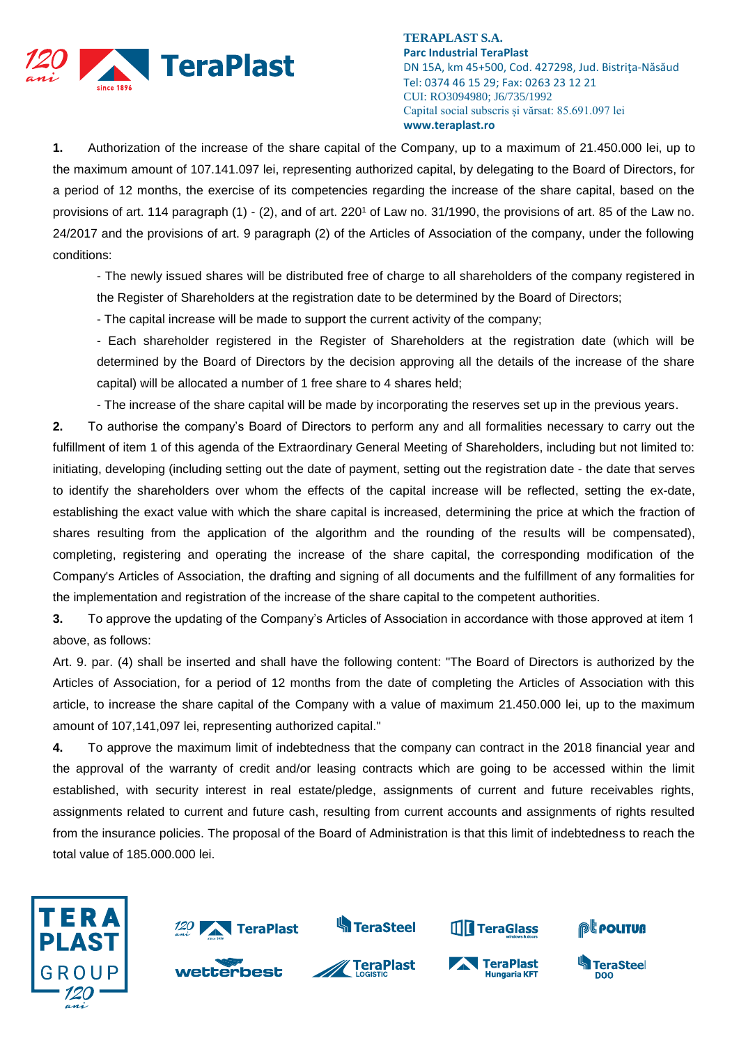**1.** Authorization of the increase of the share capital of the Company, up to a maximum of 21.450.000 lei, up to the maximum amount of 107.141.097 lei, representing authorized capital, by delegating to the Board of Directors, for a period of 12 months, the exercise of its competencies regarding the increase of the share capital, based on the provisions of art. 114 paragraph (1) - (2), and of art. 220[1] of Law no. 31/1990, the provisions of art. 85 of the Law no. 24/2017 and the provisions of art. 9 paragraph (2) of the Articles of Association of the company, under the following conditions:

- The newly issued shares will be distributed free of charge to all shareholders of the company registered in the Register of Shareholders at the registration date to be determined by the Board of Directors;
- The capital increase will be made to support the current activity of the company;
- Each shareholder registered in the Register of Shareholders at the registration date (which will be determined by the Board of Directors by the decision approving all the details of the increase of the share capital) will be allocated a number of 1 free share to 4 shares held;
- The increase of the share capital will be made by incorporating the reserves set up in the previous years.

**2.** To authorise the company's Board of Directors to perform any and all formalities necessary to carry out the fulfillment of item 1 of this agenda of the Extraordinary General Meeting of Shareholders, including but not limited to: initiating, developing (including setting out the date of payment, setting out the registration date - the date that serves to identify the shareholders over whom the effects of the capital increase will be reflected, setting the ex-date, establishing the exact value with which the share capital is increased, determining the price at which the fraction of shares resulting from the application of the algorithm and the rounding of the results will be compensated), completing, registering and operating the increase of the share capital, the corresponding modification of the Company's Articles of Association, the drafting and signing of all documents and the fulfillment of any formalities for the implementation and registration of the increase of the share capital to the competent authorities.

**3.** To approve the updating of the Company's Articles of Association in accordance with those approved at item 1 above, as follows:

Art. 9. par. (4) shall be inserted and shall have the following content: "The Board of Directors is authorized by the Articles of Association, for a period of 12 months from the date of completing the Articles of Association with this article, to increase the share capital of the Company with a value of maximum 21.450.000 lei, up to the maximum amount of 107,141,097 lei, representing authorized capital."

**4.** To approve the maximum limit of indebtedness that the company can contract in the 2018 financial year and the approval of the warranty of credit and/or leasing contracts which are going to be accessed within the limit established, with security interest in real estate/pledge, assignments of current and future receivables rights, assignments related to current and future cash, resulting from current accounts and assignments of rights resulted from the insurance policies. The proposal of the Board of Administration is that this limit of indebtedness to reach the total value of 185.000.000 lei.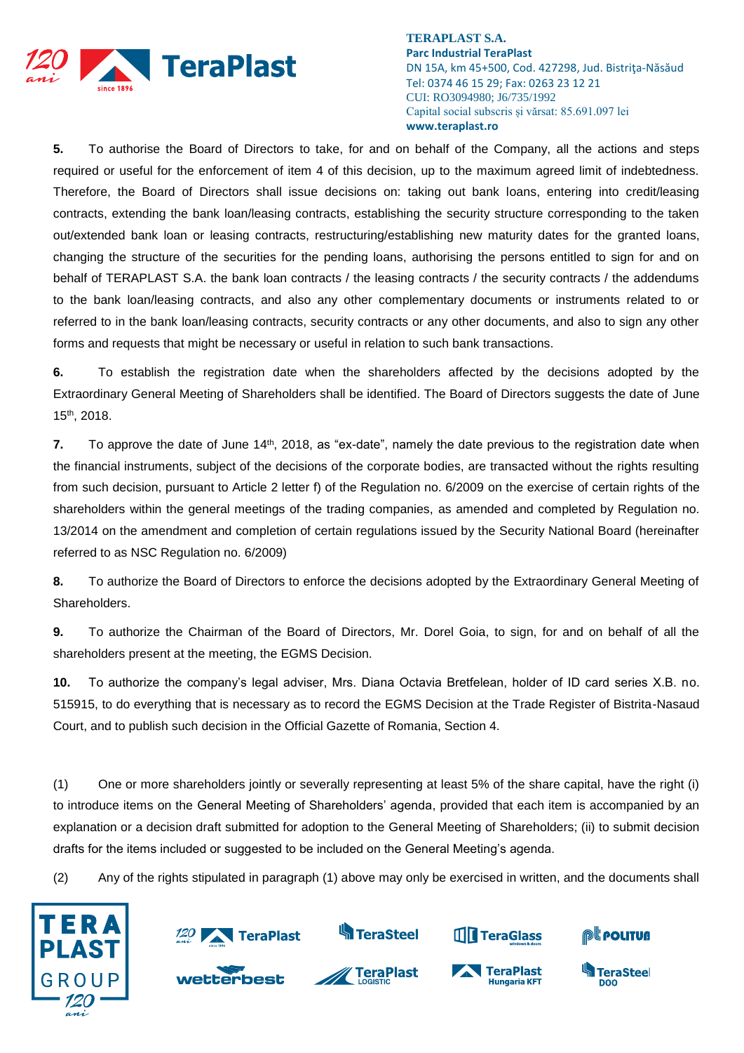**5.** To authorise the Board of Directors to take, for and on behalf of the Company, all the actions and steps required or useful for the enforcement of item 4 of this decision, up to the maximum agreed limit of indebtedness. Therefore, the Board of Directors shall issue decisions on: taking out bank loans, entering into credit/leasing contracts, extending the bank loan/leasing contracts, establishing the security structure corresponding to the taken out/extended bank loan or leasing contracts, restructuring/establishing new maturity dates for the granted loans, changing the structure of the securities for the pending loans, authorising the persons entitled to sign for and on behalf of TERAPLAST S.A. the bank loan contracts / the leasing contracts / the security contracts / the addendums to the bank loan/leasing contracts, and also any other complementary documents or instruments related to or referred to in the bank loan/leasing contracts, security contracts or any other documents, and also to sign any other forms and requests that might be necessary or useful in relation to such bank transactions.

**6.** To establish the registration date when the shareholders affected by the decisions adopted by the Extraordinary General Meeting of Shareholders shall be identified. The Board of Directors suggests the date of June 15th, 2018.

**7.** To approve the date of June 14th, 2018, as "ex-date", namely the date previous to the registration date when the financial instruments, subject of the decisions of the corporate bodies, are transacted without the rights resulting from such decision, pursuant to Article 2 letter f) of the Regulation no. 6/2009 on the exercise of certain rights of the shareholders within the general meetings of the trading companies, as amended and completed by Regulation no. 13/2014 on the amendment and completion of certain regulations issued by the Security National Board (hereinafter referred to as NSC Regulation no. 6/2009)

**8.** To authorize the Board of Directors to enforce the decisions adopted by the Extraordinary General Meeting of Shareholders.

**9.** To authorize the Chairman of the Board of Directors, Mr. Dorel Goia, to sign, for and on behalf of all the shareholders present at the meeting, the EGMS Decision.

**10.** To authorize the company's legal adviser, Mrs. Diana Octavia Bretfelean, holder of ID card series X.B. no. 515915, to do everything that is necessary as to record the EGMS Decision at the Trade Register of Bistrita-Nasaud Court, and to publish such decision in the Official Gazette of Romania, Section 4.

(1) One or more shareholders jointly or severally representing at least 5% of the share capital, have the right (i) to introduce items on the General Meeting of Shareholders' agenda, provided that each item is accompanied by an explanation or a decision draft submitted for adoption to the General Meeting of Shareholders; (ii) to submit decision drafts for the items included or suggested to be included on the General Meeting's agenda.

(2) Any of the rights stipulated in paragraph (1) above may only be exercised in written, and the documents shall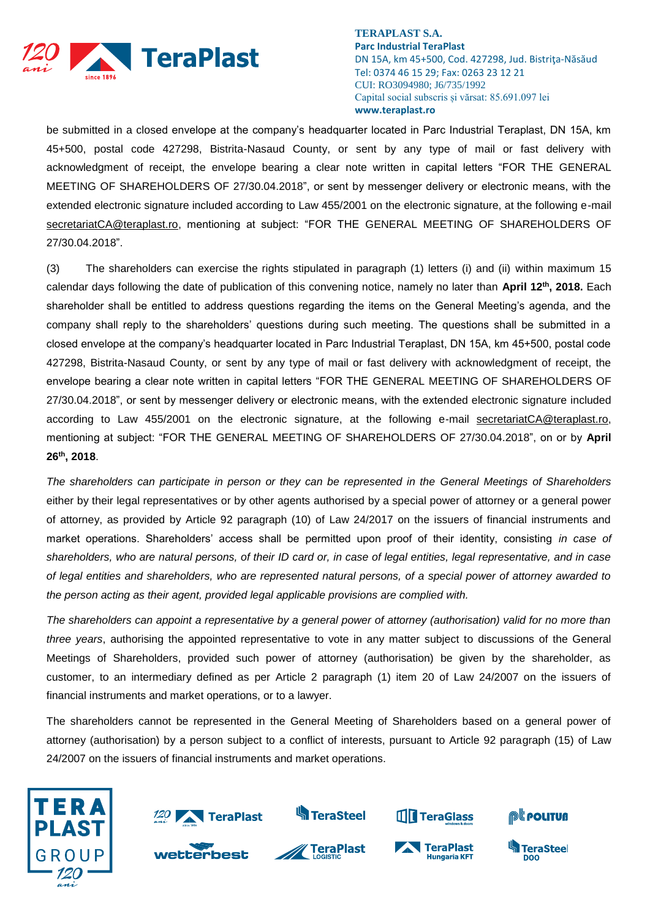be submitted in a closed envelope at the company's headquarter located in Parc Industrial Teraplast, DN 15A, km 45+500, postal code 427298, Bistrita-Nasaud County, or sent by any type of mail or fast delivery with acknowledgment of receipt, the envelope bearing a clear note written in capital letters "FOR THE GENERAL MEETING OF SHAREHOLDERS OF 27/30.04.2018", or sent by messenger delivery or electronic means, with the extended electronic signature included according to Law 455/2001 on the electronic signature, at the following e-mail secretariatCA@teraplast.ro, mentioning at subject: "FOR THE GENERAL MEETING OF SHAREHOLDERS OF 27/30.04.2018".

(3) The shareholders can exercise the rights stipulated in paragraph (1) letters (i) and (ii) within maximum 15 calendar days following the date of publication of this convening notice, namely no later than **April 12th, 2018.** Each shareholder shall be entitled to address questions regarding the items on the General Meeting's agenda, and the company shall reply to the shareholders' questions during such meeting. The questions shall be submitted in a closed envelope at the company's headquarter located in Parc Industrial Teraplast, DN 15A, km 45+500, postal code 427298, Bistrita-Nasaud County, or sent by any type of mail or fast delivery with acknowledgment of receipt, the envelope bearing a clear note written in capital letters "FOR THE GENERAL MEETING OF SHAREHOLDERS OF 27/30.04.2018", or sent by messenger delivery or electronic means, with the extended electronic signature included according to Law 455/2001 on the electronic signature, at the following e-mail secretariatCA@teraplast.ro, mentioning at subject: "FOR THE GENERAL MEETING OF SHAREHOLDERS OF 27/30.04.2018", on or by **April 26th, 2018**.

*The shareholders can participate in person or they can be represented in the General Meetings of Shareholders* either by their legal representatives or by other agents authorised by a special power of attorney or a general power of attorney, as provided by Article 92 paragraph (10) of Law 24/2017 on the issuers of financial instruments and market operations. Shareholders' access shall be permitted upon proof of their identity, consisting *in case of shareholders, who are natural persons, of their ID card or, in case of legal entities, legal representative, and in case of legal entities and shareholders, who are represented natural persons, of a special power of attorney awarded to the person acting as their agent, provided legal applicable provisions are complied with.*

*The shareholders can appoint a representative by a general power of attorney (authorisation) valid for no more than three years*, authorising the appointed representative to vote in any matter subject to discussions of the General Meetings of Shareholders, provided such power of attorney (authorisation) be given by the shareholder, as customer, to an intermediary defined as per Article 2 paragraph (1) item 20 of Law 24/2007 on the issuers of financial instruments and market operations, or to a lawyer.

The shareholders cannot be represented in the General Meeting of Shareholders based on a general power of attorney (authorisation) by a person subject to a conflict of interests, pursuant to Article 92 paragraph (15) of Law 24/2007 on the issuers of financial instruments and market operations.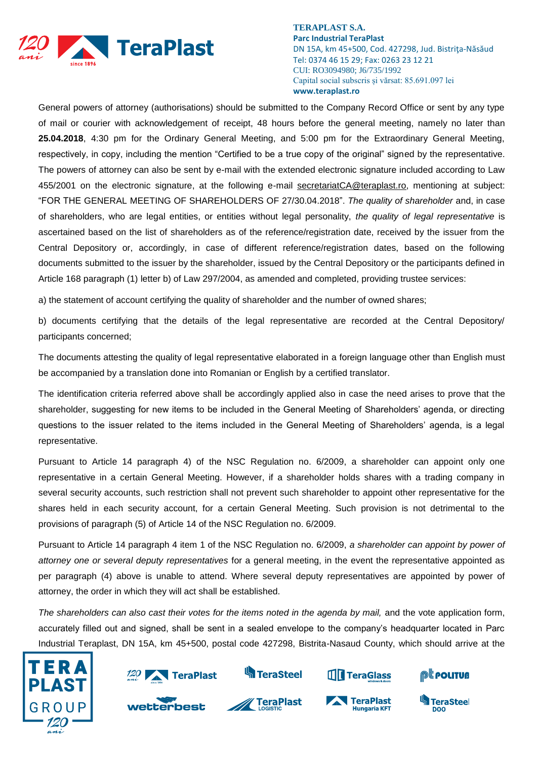General powers of attorney (authorisations) should be submitted to the Company Record Office or sent by any type of mail or courier with acknowledgement of receipt, 48 hours before the general meeting, namely no later than **25.04.2018**, 4:30 pm for the Ordinary General Meeting, and 5:00 pm for the Extraordinary General Meeting, respectively, in copy, including the mention "Certified to be a true copy of the original" signed by the representative. The powers of attorney can also be sent by e-mail with the extended electronic signature included according to Law 455/2001 on the electronic signature, at the following e-mail secretariatCA@teraplast.ro, mentioning at subject: "FOR THE GENERAL MEETING OF SHAREHOLDERS OF 27/30.04.2018". *The quality of shareholder* and, in case of shareholders, who are legal entities, or entities without legal personality, *the quality of legal representative* is ascertained based on the list of shareholders as of the reference/registration date, received by the issuer from the Central Depository or, accordingly, in case of different reference/registration dates, based on the following documents submitted to the issuer by the shareholder, issued by the Central Depository or the participants defined in Article 168 paragraph (1) letter b) of Law 297/2004, as amended and completed, providing trustee services:

a) the statement of account certifying the quality of shareholder and the number of owned shares;

b) documents certifying that the details of the legal representative are recorded at the Central Depository/ participants concerned;

The documents attesting the quality of legal representative elaborated in a foreign language other than English must be accompanied by a translation done into Romanian or English by a certified translator.

The identification criteria referred above shall be accordingly applied also in case the need arises to prove that the shareholder, suggesting for new items to be included in the General Meeting of Shareholders' agenda, or directing questions to the issuer related to the items included in the General Meeting of Shareholders' agenda, is a legal representative.

Pursuant to Article 14 paragraph 4) of the NSC Regulation no. 6/2009, a shareholder can appoint only one representative in a certain General Meeting. However, if a shareholder holds shares with a trading company in several security accounts, such restriction shall not prevent such shareholder to appoint other representative for the shares held in each security account, for a certain General Meeting. Such provision is not detrimental to the provisions of paragraph (5) of Article 14 of the NSC Regulation no. 6/2009.

Pursuant to Article 14 paragraph 4 item 1 of the NSC Regulation no. 6/2009, *a shareholder can appoint by power of attorney one or several deputy representatives* for a general meeting, in the event the representative appointed as per paragraph (4) above is unable to attend. Where several deputy representatives are appointed by power of attorney, the order in which they will act shall be established.

*The shareholders can also cast their votes for the items noted in the agenda by mail,* and the vote application form, accurately filled out and signed, shall be sent in a sealed envelope to the company's headquarter located in Parc Industrial Teraplast, DN 15A, km 45+500, postal code 427298, Bistrita-Nasaud County, which should arrive at the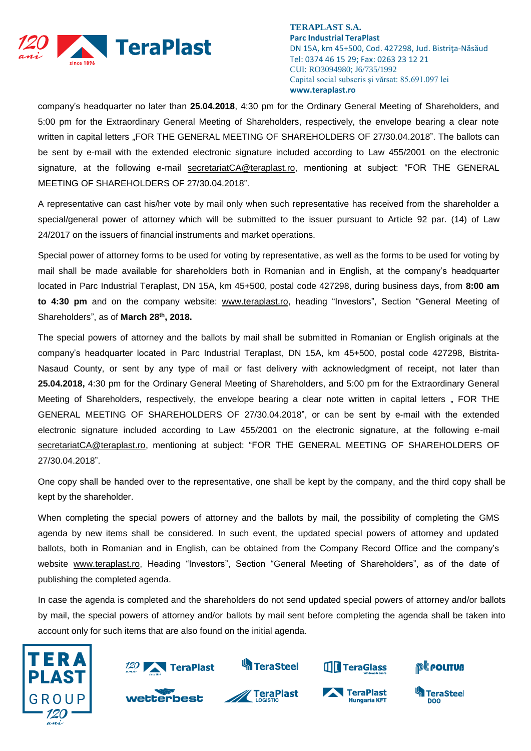company's headquarter no later than **25.04.2018**, 4:30 pm for the Ordinary General Meeting of Shareholders, and 5:00 pm for the Extraordinary General Meeting of Shareholders, respectively, the envelope bearing a clear note written in capital letters „FOR THE GENERAL MEETING OF SHAREHOLDERS OF 27/30.04.2018". The ballots can be sent by e-mail with the extended electronic signature included according to Law 455/2001 on the electronic signature, at the following e-mail secretariatCA@teraplast.ro, mentioning at subject: "FOR THE GENERAL MEETING OF SHAREHOLDERS OF 27/30.04.2018".

A representative can cast his/her vote by mail only when such representative has received from the shareholder a special/general power of attorney which will be submitted to the issuer pursuant to Article 92 par. (14) of Law 24/2017 on the issuers of financial instruments and market operations.

Special power of attorney forms to be used for voting by representative, as well as the forms to be used for voting by mail shall be made available for shareholders both in Romanian and in English, at the company's headquarter located in Parc Industrial Teraplast, DN 15A, km 45+500, postal code 427298, during business days, from **8:00 am to 4:30 pm** and on the company website: www.teraplast.ro, heading "Investors", Section "General Meeting of Shareholders", as of **March 28th, 2018.**

The special powers of attorney and the ballots by mail shall be submitted in Romanian or English originals at the company's headquarter located in Parc Industrial Teraplast, DN 15A, km 45+500, postal code 427298, Bistrita-Nasaud County, or sent by any type of mail or fast delivery with acknowledgment of receipt, not later than **25.04.2018,** 4:30 pm for the Ordinary General Meeting of Shareholders, and 5:00 pm for the Extraordinary General Meeting of Shareholders, respectively, the envelope bearing a clear note written in capital letters „ FOR THE GENERAL MEETING OF SHAREHOLDERS OF 27/30.04.2018", or can be sent by e-mail with the extended electronic signature included according to Law 455/2001 on the electronic signature, at the following e-mail secretariatCA@teraplast.ro, mentioning at subject: "FOR THE GENERAL MEETING OF SHAREHOLDERS OF 27/30.04.2018".

One copy shall be handed over to the representative, one shall be kept by the company, and the third copy shall be kept by the shareholder.

When completing the special powers of attorney and the ballots by mail, the possibility of completing the GMS agenda by new items shall be considered. In such event, the updated special powers of attorney and updated ballots, both in Romanian and in English, can be obtained from the Company Record Office and the company's website www.teraplast.ro, Heading "Investors", Section "General Meeting of Shareholders", as of the date of publishing the completed agenda.

In case the agenda is completed and the shareholders do not send updated special powers of attorney and/or ballots by mail, the special powers of attorney and/or ballots by mail sent before completing the agenda shall be taken into account only for such items that are also found on the initial agenda.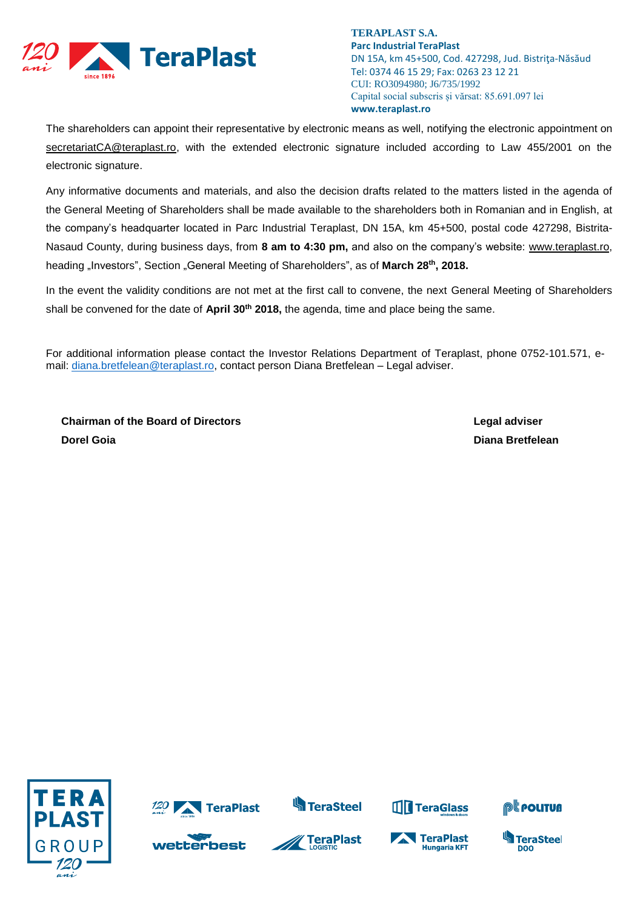The shareholders can appoint their representative by electronic means as well, notifying the electronic appointment on secretariatCA@teraplast.ro, with the extended electronic signature included according to Law 455/2001 on the electronic signature.

Any informative documents and materials, and also the decision drafts related to the matters listed in the agenda of the General Meeting of Shareholders shall be made available to the shareholders both in Romanian and in English, at the company's headquarter located in Parc Industrial Teraplast, DN 15A, km 45+500, postal code 427298, Bistrita-Nasaud County, during business days, from **8 am to 4:30 pm,** and also on the company's website: www.teraplast.ro, heading „Investors", Section „General Meeting of Shareholders", as of **March 28th, 2018.**

In the event the validity conditions are not met at the first call to convene, the next General Meeting of Shareholders shall be convened for the date of **April 30th 2018,** the agenda, time and place being the same.

For additional information please contact the Investor Relations Department of Teraplast, phone 0752-101.571, e-mail: diana.bretfelean@teraplast.ro, contact person Diana Bretfelean – Legal adviser.

**Chairman of the Board of Directors**
**Dorel Goia**

**Legal adviser**
**Diana Bretfelean**